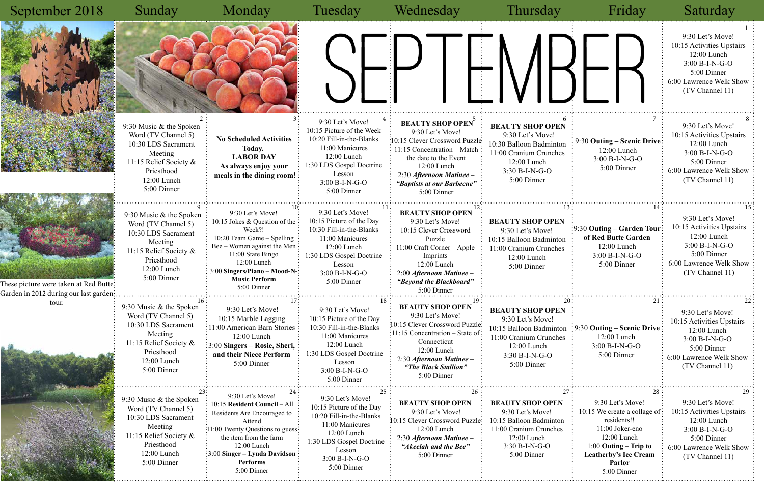# September 2018

| Sunday | Monday | Tuesday | Wednesday | Thursday | Friday | Saturday |
|---|---|---|---|---|---|---|
| | | | | | | **1**<br>9:30 Let's Move!<br>10:15 Activities Upstairs<br>12:00 Lunch<br>3:00 B-I-N-G-O<br>5:00 Dinner<br>6:00 Lawrence Welk Show (TV Channel 11) |
| **2**<br>9:30 Music & the Spoken Word (TV Channel 5)<br>10:30 LDS Sacrament Meeting<br>11:15 Relief Society & Priesthood<br>12:00 Lunch<br>5:00 Dinner | **3**<br>**No Scheduled Activities Today.**<br>**LABOR DAY**<br>**As always enjoy your meals in the dining room!** | **4**<br>9:30 Let's Move!<br>10:15 Picture of the Week<br>10:20 Fill-in-the-Blanks<br>11:00 Manicures<br>12:00 Lunch<br>1:30 LDS Gospel Doctrine Lesson<br>3:00 B-I-N-G-O<br>5:00 Dinner | **5**<br>**BEAUTY SHOP OPEN**<br>9:30 Let's Move!<br>10:15 Clever Crossword Puzzle<br>11:15 Concentration – Match the date to the Event<br>12:00 Lunch<br>2:30 ***Afternoon Matinee – "Baptists at our Barbecue"***<br>5:00 Dinner | **6**<br>**BEAUTY SHOP OPEN**<br>9:30 Let's Move!<br>10:30 Balloon Badminton<br>11:00 Cranium Crunches<br>12:00 Lunch<br>3:30 B-I-N-G-O<br>5:00 Dinner | **7**<br>9:30 **Outing – Scenic Drive**<br>12:00 Lunch<br>3:00 B-I-N-G-O<br>5:00 Dinner | **8**<br>9:30 Let's Move!<br>10:15 Activities Upstairs<br>12:00 Lunch<br>3:00 B-I-N-G-O<br>5:00 Dinner<br>6:00 Lawrence Welk Show (TV Channel 11) |
| **9**<br>9:30 Music & the Spoken Word (TV Channel 5)<br>10:30 LDS Sacrament Meeting<br>11:15 Relief Society & Priesthood<br>12:00 Lunch<br>5:00 Dinner | **10**<br>9:30 Let's Move!<br>10:15 Jokes & Question of the Week?!<br>10:20 Team Game – Spelling Bee – Women against the Men<br>11:00 State Bingo<br>12:00 Lunch<br>3:00 **Singers/Piano – Mood-N-Music Perform**<br>5:00 Dinner | **11**<br>9:30 Let's Move!<br>10:15 Picture of the Day<br>10:30 Fill-in-the-Blanks<br>11:00 Manicures<br>12:00 Lunch<br>1:30 LDS Gospel Doctrine Lesson<br>3:00 B-I-N-G-O<br>5:00 Dinner | **12**<br>**BEAUTY SHOP OPEN**<br>9:30 Let's Move!<br>10:15 Clever Crossword Puzzle<br>11:00 Craft Corner – Apple Imprints<br>12:00 Lunch<br>2:00 ***Afternoon Matinee – "Beyond the Blackboard"***<br>5:00 Dinner | **13**<br>**BEAUTY SHOP OPEN**<br>9:30 Let's Move!<br>10:15 Balloon Badminton<br>11:00 Cranium Crunches<br>12:00 Lunch<br>5:00 Dinner | **14**<br>9:30 **Outing – Garden Tour of Red Butte Garden**<br>12:00 Lunch<br>3:00 B-I-N-G-O<br>5:00 Dinner | **15**<br>9:30 Let's Move!<br>10:15 Activities Upstairs<br>12:00 Lunch<br>3:00 B-I-N-G-O<br>5:00 Dinner<br>6:00 Lawrence Welk Show (TV Channel 11) |
| **16**<br>9:30 Music & the Spoken Word (TV Channel 5)<br>10:30 LDS Sacrament Meeting<br>11:15 Relief Society & Priesthood<br>12:00 Lunch<br>5:00 Dinner | **17**<br>9:30 Let's Move!<br>10:15 Marble Lagging<br>11:00 American Barn Stories<br>12:00 Lunch<br>3:00 **Singers – Rosie, Sheri, and their Niece Perform**<br>5:00 Dinner | **18**<br>9:30 Let's Move!<br>10:15 Picture of the Day<br>10:30 Fill-in-the-Blanks<br>11:00 Manicures<br>12:00 Lunch<br>1:30 LDS Gospel Doctrine Lesson<br>3:00 B-I-N-G-O<br>5:00 Dinner | **19**<br>**BEAUTY SHOP OPEN**<br>9:30 Let's Move!<br>10:15 Clever Crossword Puzzle<br>11:15 Concentration – State of Connecticut<br>12:00 Lunch<br>2:30 ***Afternoon Matinee – "The Black Stallion"***<br>5:00 Dinner | **20**<br>**BEAUTY SHOP OPEN**<br>9:30 Let's Move!<br>10:15 Balloon Badminton<br>11:00 Cranium Crunches<br>12:00 Lunch<br>3:30 B-I-N-G-O<br>5:00 Dinner | **21**<br>9:30 **Outing – Scenic Drive**<br>12:00 Lunch<br>3:00 B-I-N-G-O<br>5:00 Dinner | **22**<br>9:30 Let's Move!<br>10:15 Activities Upstairs<br>12:00 Lunch<br>3:00 B-I-N-G-O<br>5:00 Dinner<br>6:00 Lawrence Welk Show (TV Channel 11) |
| **23**<br>9:30 Music & the Spoken Word (TV Channel 5)<br>10:30 LDS Sacrament Meeting<br>11:15 Relief Society & Priesthood<br>12:00 Lunch<br>5:00 Dinner | **24**<br>9:30 Let's Move!<br>10:15 **Resident Council** – All Residents Are Encouraged to Attend<br>11:00 Twenty Questions to guess the item from the farm<br>12:00 Lunch<br>3:00 **Singer – Lynda Davidson Performs**<br>5:00 Dinner | **25**<br>9:30 Let's Move!<br>10:15 Picture of the Day<br>10:20 Fill-in-the-Blanks<br>11:00 Manicures<br>12:00 Lunch<br>1:30 LDS Gospel Doctrine Lesson<br>3:00 B-I-N-G-O<br>5:00 Dinner | **26**<br>**BEAUTY SHOP OPEN**<br>9:30 Let's Move!<br>10:15 Clever Crossword Puzzle<br>12:00 Lunch<br>2:30 ***Afternoon Matinee – "Akeelah and the Bee"***<br>5:00 Dinner | **27**<br>**BEAUTY SHOP OPEN**<br>9:30 Let's Move!<br>10:15 Balloon Badminton<br>11:00 Cranium Crunches<br>12:00 Lunch<br>3:30 B-I-N-G-O<br>5:00 Dinner | **28**<br>9:30 Let's Move!<br>10:15 We create a collage of residents!!<br>11:00 Joker-eno<br>12:00 Lunch<br>1:00 **Outing – Trip to Leatherby's Ice Cream Parlor**<br>5:00 Dinner | **29**<br>9:30 Let's Move!<br>10:15 Activities Upstairs<br>12:00 Lunch<br>3:00 B-I-N-G-O<br>5:00 Dinner<br>6:00 Lawrence Welk Show (TV Channel 11) |

These picture were taken at Red Butte Garden in 2012 during our last garden tour.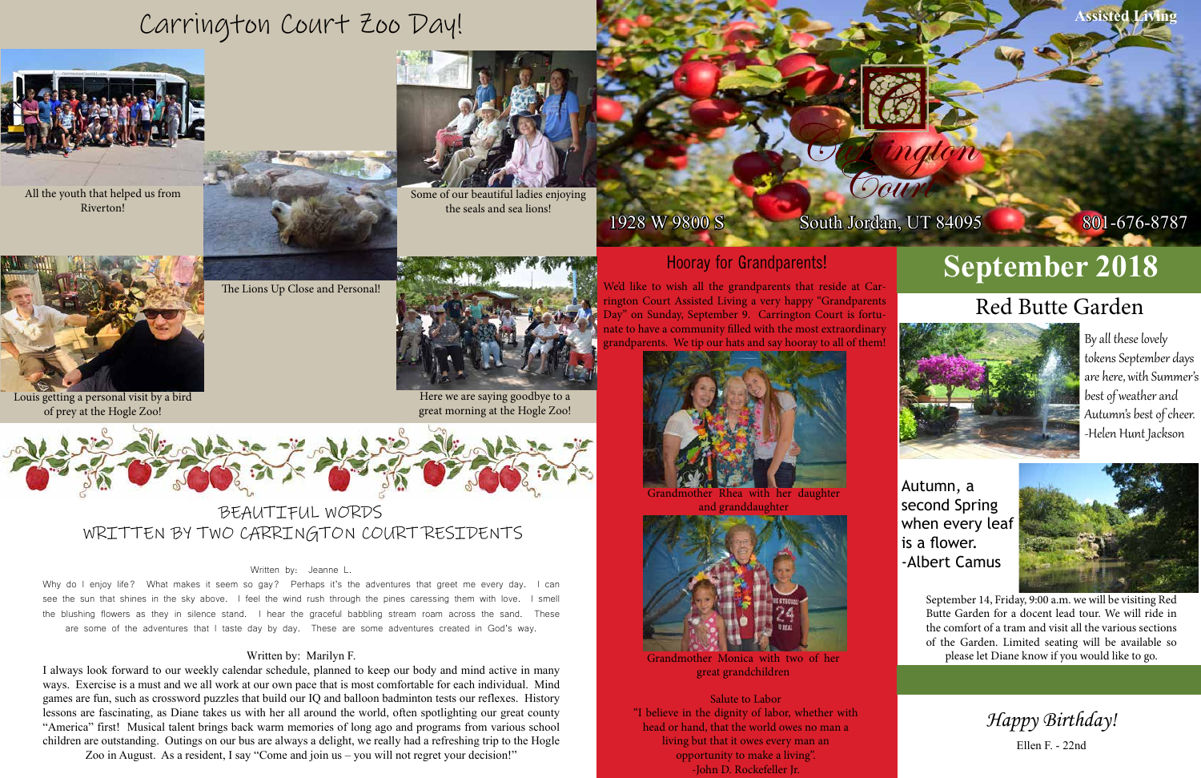# Carrington Court Zoo Day!

All the youth that helped us from Riverton!

The Lions Up Close and Personal!

Some of our beautiful ladies enjoying the seals and sea lions!

Louis getting a personal visit by a bird of prey at the Hogle Zoo!

Here we are saying goodbye to a great morning at the Hogle Zoo!

## BEAUTIFUL WORDS WRITTEN BY TWO CARRINGTON COURT RESIDENTS

Written by: Jeanne L.

Why do I enjoy life? What makes it seem so gay? Perhaps it's the adventures that greet me every day. I can see the sun that shines in the sky above. I feel the wind rush through the pines caressing them with love. I smell the blushing flowers as they in silence stand. I hear the graceful babbling stream roam across the sand. These are some of the adventures that I taste day by day. These are some adventures created in God's way.

Written by: Marilyn F.

I always look forward to our weekly calendar schedule, planned to keep our body and mind active in many ways. Exercise is a must and we all work at our own pace that is most comfortable for each individual. Mind games are fun, such as crossword puzzles that build our IQ and balloon badminton tests our reflexes. History lessons are fascinating, as Diane takes us with her all around the world, often spotlighting our great county "America" first! Musical talent brings back warm memories of long ago and programs from various school children are outstanding. Outings on our bus are always a delight, we really had a refreshing trip to the Hogle Zoo in August. As a resident, I say "Come and join us – you will not regret your decision!"

Assisted Living

Carrington Court

1928 W 9800 S South Jordan, UT 84095 801-676-8787

## Hooray for Grandparents!

We'd like to wish all the grandparents that reside at Carrington Court Assisted Living a very happy "Grandparents Day" on Sunday, September 9. Carrington Court is fortunate to have a community filled with the most extraordinary grandparents. We tip our hats and say hooray to all of them!

Grandmother Rhea with her daughter and granddaughter

Grandmother Monica with two of her great grandchildren

Salute to Labor

"I believe in the dignity of labor, whether with head or hand, that the world owes no man a living but that it owes every man an opportunity to make a living".
-John D. Rockefeller Jr.

# September 2018

## Red Butte Garden

*By all these lovely tokens September days are here, with Summer's best of weather and Autumn's best of cheer.*
*-Helen Hunt Jackson*

Autumn, a second Spring when every leaf is a flower.
-Albert Camus

September 14, Friday, 9:00 a.m. we will be visiting Red Butte Garden for a docent lead tour. We will ride in the comfort of a tram and visit all the various sections of the Garden. Limited seating will be available so please let Diane know if you would like to go.

## *Happy Birthday!*

Ellen F. - 22nd